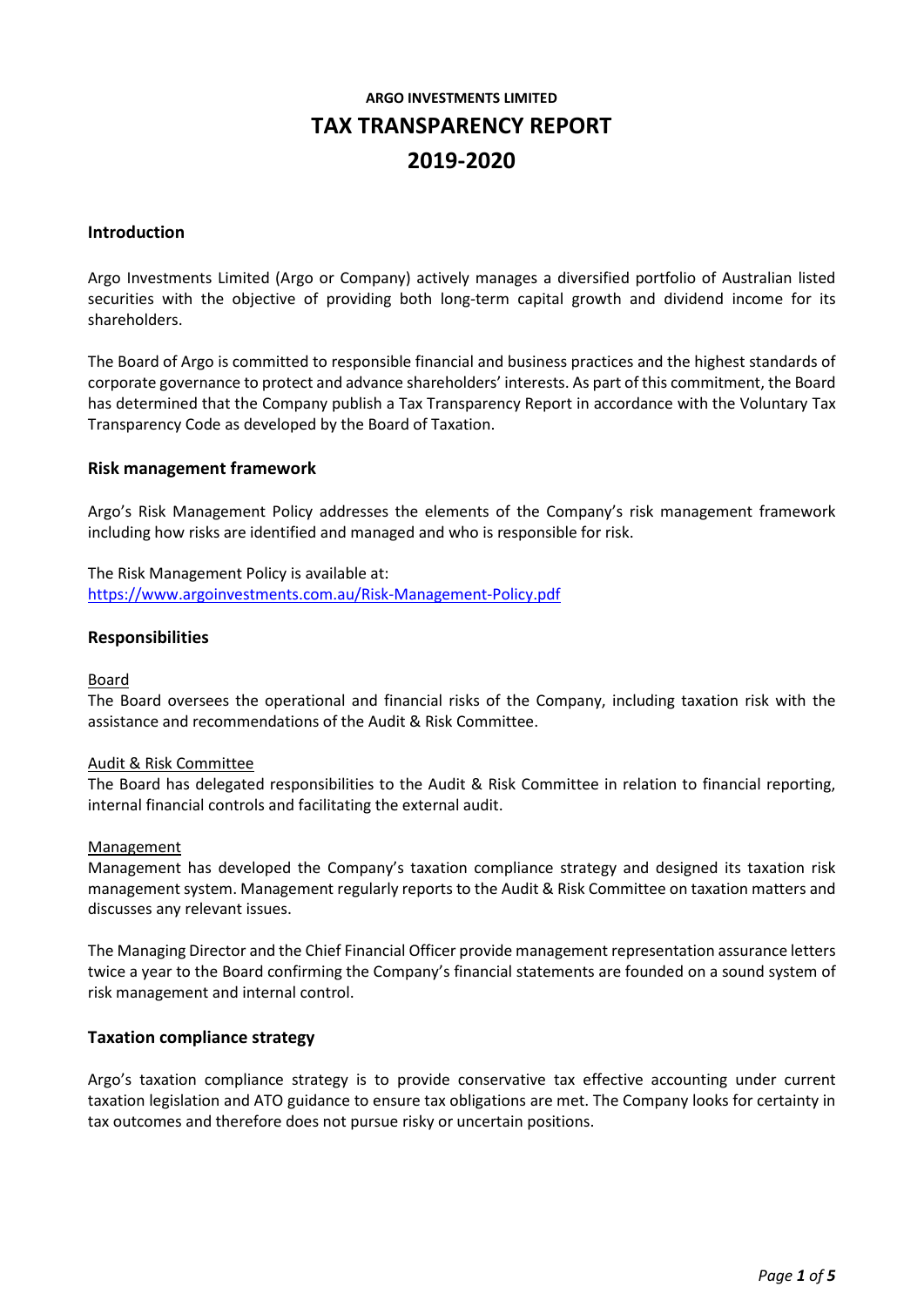**ARGO INVESTMENTS LIMITED**

# TAX TRANSPARENCY REPORT

# 2019-2020

## Introduction

Argo Investments Limited (Argo or Company) actively manages a diversified portfolio of Australian listed securities with the objective of providing both long-term capital growth and dividend income for its shareholders.

The Board of Argo is committed to responsible financial and business practices and the highest standards of corporate governance to protect and advance shareholders' interests. As part of this commitment, the Board has determined that the Company publish a Tax Transparency Report in accordance with the Voluntary Tax Transparency Code as developed by the Board of Taxation.

## Risk management framework

Argo's Risk Management Policy addresses the elements of the Company's risk management framework including how risks are identified and managed and who is responsible for risk.

The Risk Management Policy is available at:
https://www.argoinvestments.com.au/Risk-Management-Policy.pdf

## Responsibilities

Board
The Board oversees the operational and financial risks of the Company, including taxation risk with the assistance and recommendations of the Audit & Risk Committee.

Audit & Risk Committee
The Board has delegated responsibilities to the Audit & Risk Committee in relation to financial reporting, internal financial controls and facilitating the external audit.

Management
Management has developed the Company's taxation compliance strategy and designed its taxation risk management system. Management regularly reports to the Audit & Risk Committee on taxation matters and discusses any relevant issues.

The Managing Director and the Chief Financial Officer provide management representation assurance letters twice a year to the Board confirming the Company's financial statements are founded on a sound system of risk management and internal control.

## Taxation compliance strategy

Argo's taxation compliance strategy is to provide conservative tax effective accounting under current taxation legislation and ATO guidance to ensure tax obligations are met. The Company looks for certainty in tax outcomes and therefore does not pursue risky or uncertain positions.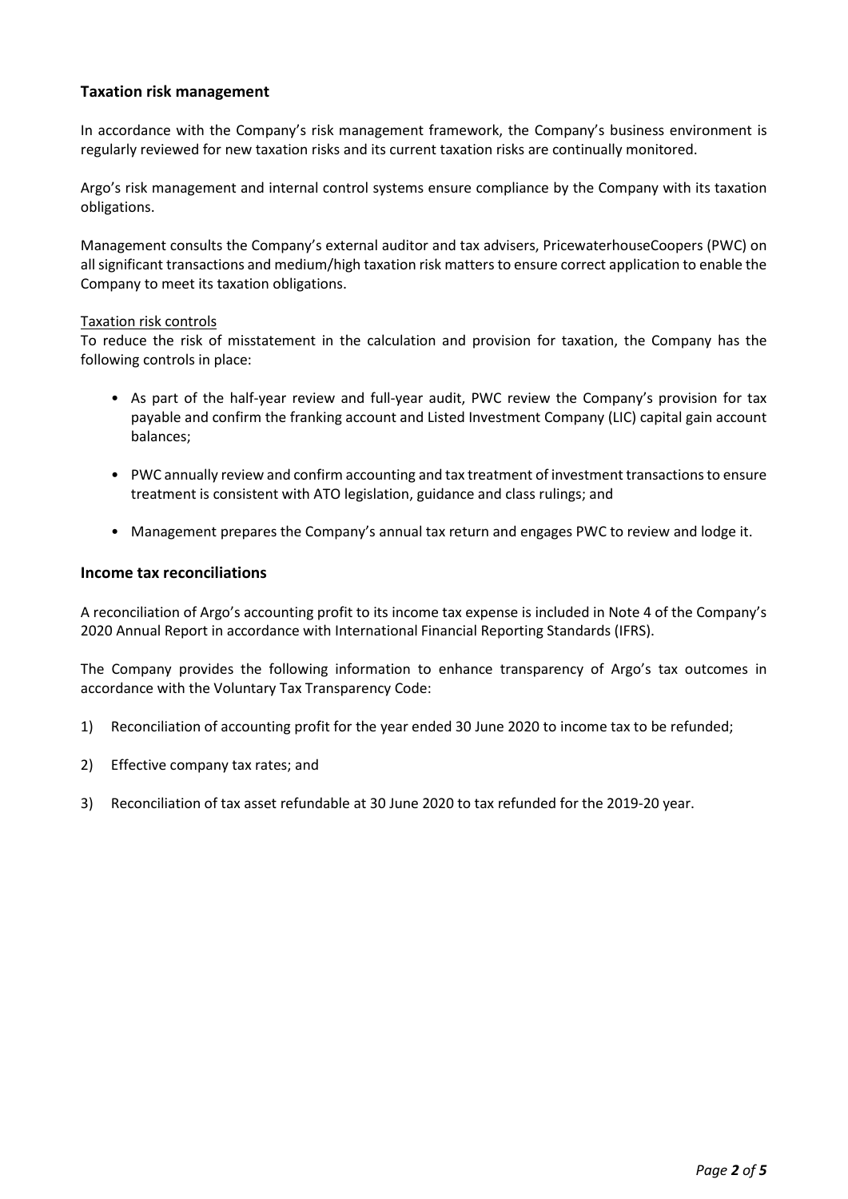## Taxation risk management

In accordance with the Company's risk management framework, the Company's business environment is regularly reviewed for new taxation risks and its current taxation risks are continually monitored.

Argo's risk management and internal control systems ensure compliance by the Company with its taxation obligations.

Management consults the Company's external auditor and tax advisers, PricewaterhouseCoopers (PWC) on all significant transactions and medium/high taxation risk matters to ensure correct application to enable the Company to meet its taxation obligations.

Taxation risk controls

To reduce the risk of misstatement in the calculation and provision for taxation, the Company has the following controls in place:

- As part of the half-year review and full-year audit, PWC review the Company's provision for tax payable and confirm the franking account and Listed Investment Company (LIC) capital gain account balances;
- PWC annually review and confirm accounting and tax treatment of investment transactions to ensure treatment is consistent with ATO legislation, guidance and class rulings; and
- Management prepares the Company's annual tax return and engages PWC to review and lodge it.

## Income tax reconciliations

A reconciliation of Argo's accounting profit to its income tax expense is included in Note 4 of the Company's 2020 Annual Report in accordance with International Financial Reporting Standards (IFRS).

The Company provides the following information to enhance transparency of Argo's tax outcomes in accordance with the Voluntary Tax Transparency Code:

1) Reconciliation of accounting profit for the year ended 30 June 2020 to income tax to be refunded;
2) Effective company tax rates; and
3) Reconciliation of tax asset refundable at 30 June 2020 to tax refunded for the 2019-20 year.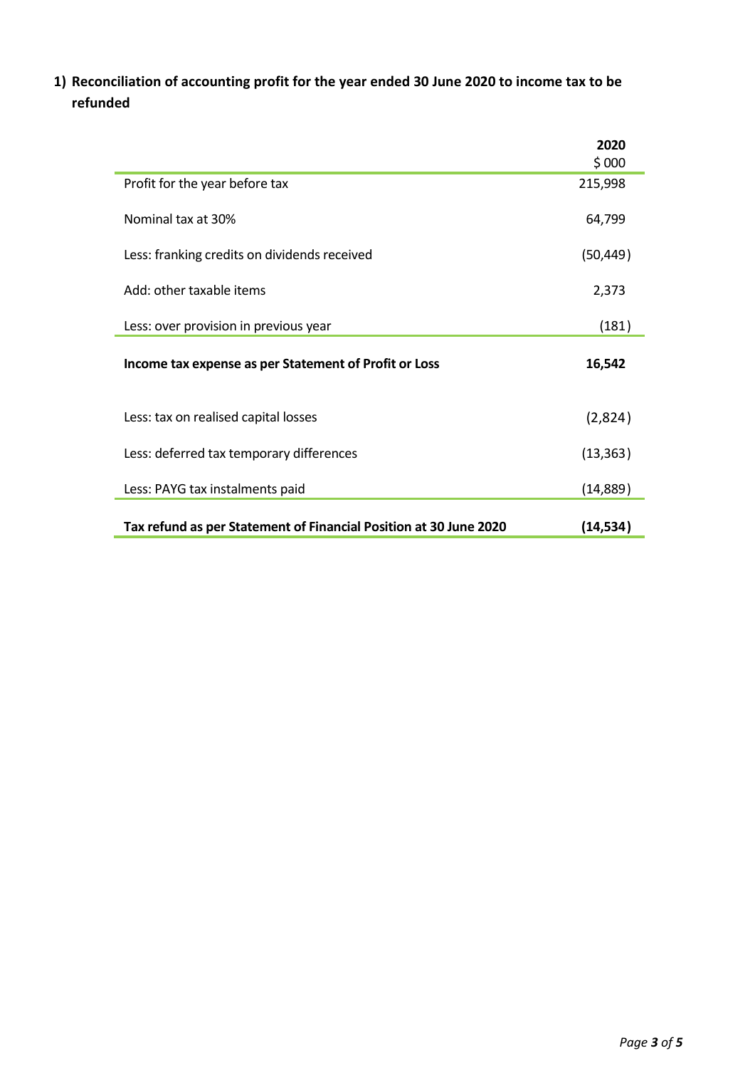1) **Reconciliation of accounting profit for the year ended 30 June 2020 to income tax to be refunded**

| | **2020** $ 000 |
|---|---|
| Profit for the year before tax | 215,998 |
| Nominal tax at 30% | 64,799 |
| Less: franking credits on dividends received | (50,449) |
| Add: other taxable items | 2,373 |
| Less: over provision in previous year | (181) |
| **Income tax expense as per Statement of Profit or Loss** | **16,542** |
| Less: tax on realised capital losses | (2,824) |
| Less: deferred tax temporary differences | (13,363) |
| Less: PAYG tax instalments paid | (14,889) |
| **Tax refund as per Statement of Financial Position at 30 June 2020** | **(14,534)** |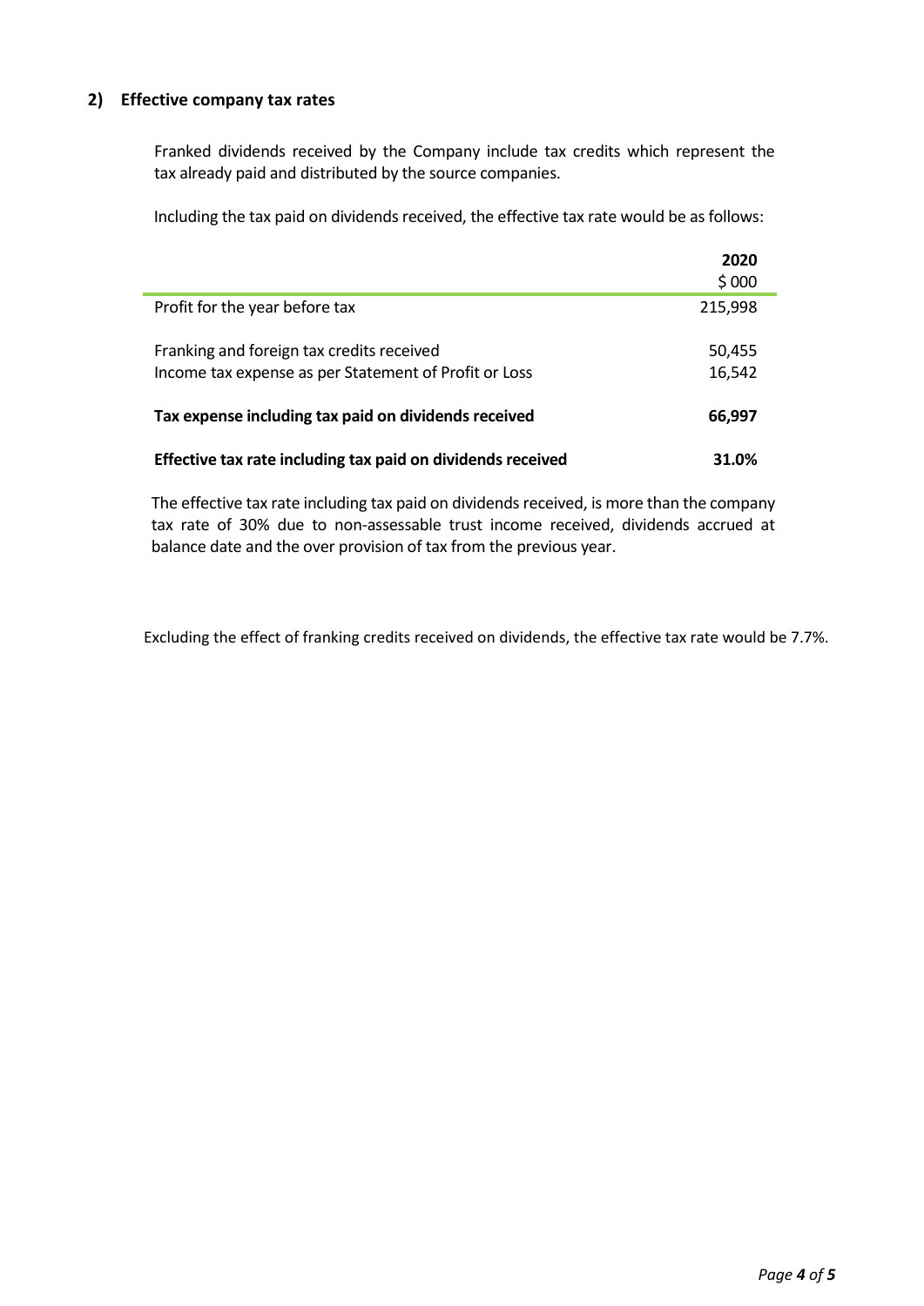## 2) Effective company tax rates

Franked dividends received by the Company include tax credits which represent the tax already paid and distributed by the source companies.

Including the tax paid on dividends received, the effective tax rate would be as follows:

| | **2020** |
|---|---|
| | $ 000 |
| Profit for the year before tax | 215,998 |
| Franking and foreign tax credits received | 50,455 |
| Income tax expense as per Statement of Profit or Loss | 16,542 |
| **Tax expense including tax paid on dividends received** | **66,997** |
| **Effective tax rate including tax paid on dividends received** | **31.0%** |

The effective tax rate including tax paid on dividends received, is more than the company tax rate of 30% due to non-assessable trust income received, dividends accrued at balance date and the over provision of tax from the previous year.

Excluding the effect of franking credits received on dividends, the effective tax rate would be 7.7%.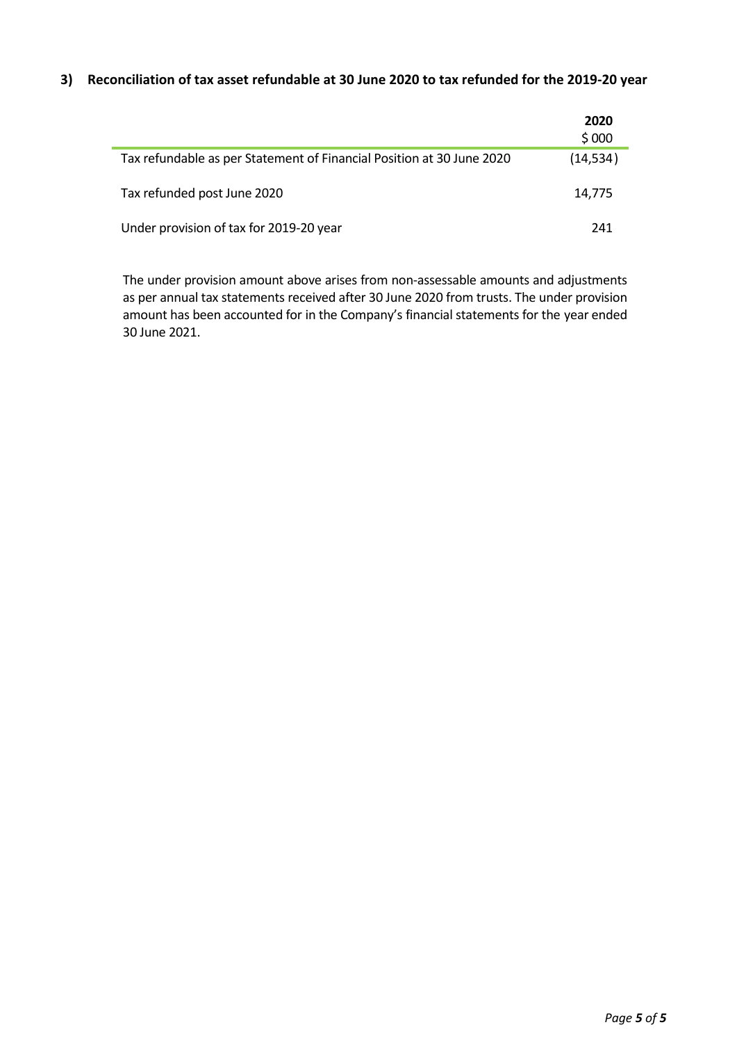## 3) Reconciliation of tax asset refundable at 30 June 2020 to tax refunded for the 2019-20 year

| | 2020 |
|---|---|
| | $ 000 |
| Tax refundable as per Statement of Financial Position at 30 June 2020 | (14,534) |
| Tax refunded post June 2020 | 14,775 |
| Under provision of tax for 2019-20 year | 241 |

The under provision amount above arises from non-assessable amounts and adjustments as per annual tax statements received after 30 June 2020 from trusts. The under provision amount has been accounted for in the Company's financial statements for the year ended 30 June 2021.